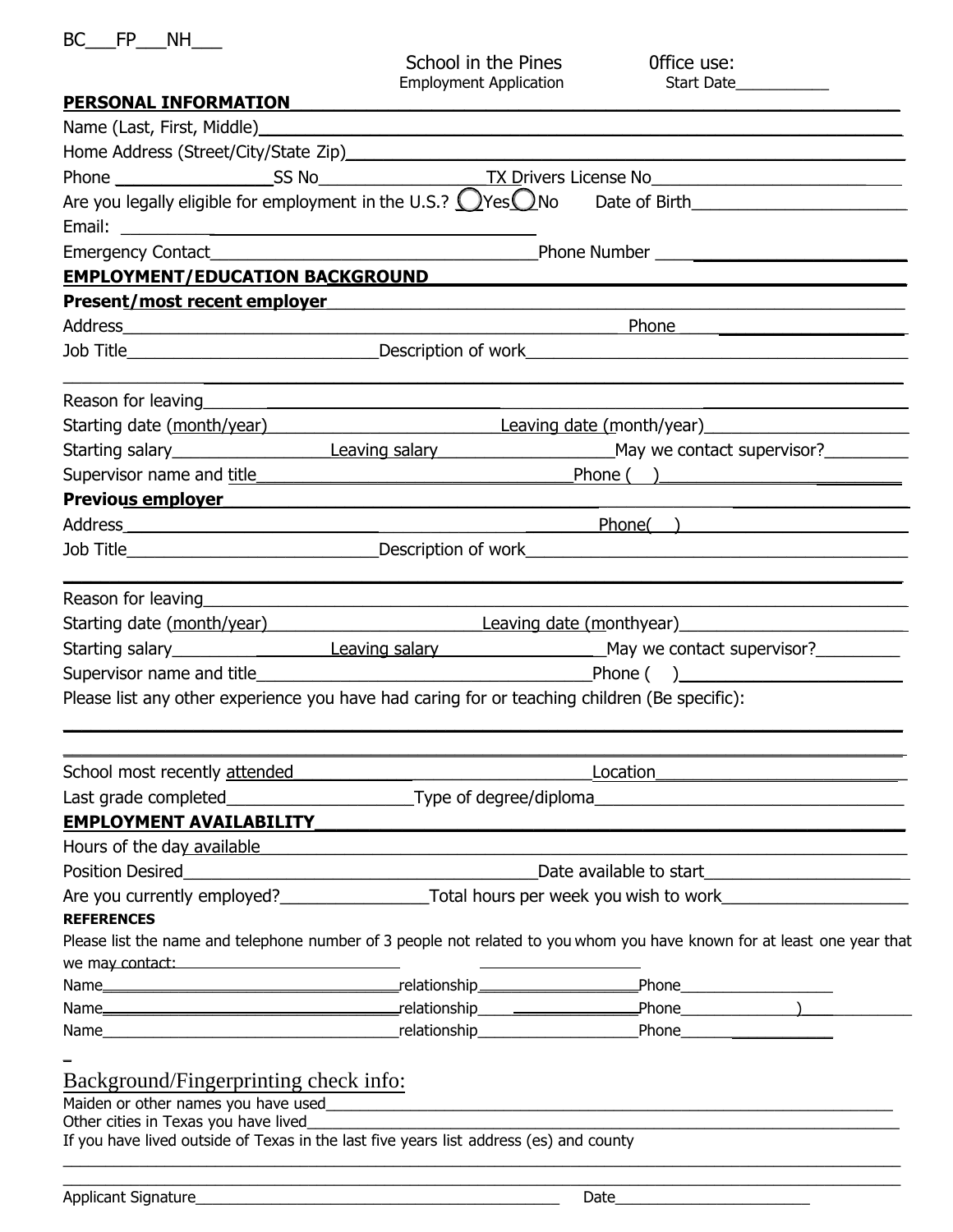BC___FP___NH___

School in the Pines
Employment Application

0ffice use:
Start Date___________

**PERSONAL INFORMATION**

Name (Last, First, Middle)_______________________________________________

Home Address (Street/City/State Zip)_______________________________________

Phone ________________SS No_________________TX Drivers License No_____________________

Are you legally eligible for employment in the U.S.? ◯Yes◯No Date of Birth______________________

Email: ___________________________________

Emergency Contact___________________________________Phone Number _____________________

**EMPLOYMENT/EDUCATION BACKGROUND**

**Present/most recent employer**_______________________________________________

Address_______________________________________________________Phone ________________

Job Title___________________________Description of work_______________________________________

_______________________________________________________________________________

Reason for leaving_______________________________________________________________

Starting date (month/year)________________________Leaving date (month/year)_____________________

Starting salary________________Leaving salary__________________May we contact supervisor?_________

Supervisor name and title___________________________________Phone ( )_________________________

**Previous employer**_____________________________________________________________

Address_______________________________________________________Phone( )___________________

Job Title___________________________Description of work_______________________________________

_______________________________________________________________________________

Reason for leaving_______________________________________________________________

Starting date (month/year)________________________Leaving date (monthyear)_____________________

Starting salary________________Leaving salary__________________May we contact supervisor?_________

Supervisor name and title___________________________________Phone ( )_________________________

Please list any other experience you have had caring for or teaching children (Be specific):

_______________________________________________________________________________

_______________________________________________________________________________

School most recently attended________________________________Location__________________________

Last grade completed____________________Type of degree/diploma___________________________________

**EMPLOYMENT AVAILABILITY**

Hours of the day available_______________________________________________________________

Position Desired_______________________________________Date available to start_____________________

Are you currently employed?________________Total hours per week you wish to work____________________

**REFERENCES**

Please list the name and telephone number of 3 people not related to you whom you have known for at least one year that we may contact:

Name___________________________________relationship___________________Phone__________________

Name___________________________________relationship___________________Phone_____________ )___

Name___________________________________relationship___________________Phone__________________

## Background/Fingerprinting check info:

Maiden or other names you have used_______________________________________________________

Other cities in Texas you have lived_______________________________________________________

If you have lived outside of Texas in the last five years list address (es) and county

_______________________________________________________________________________

_______________________________________________________________________________

Applicant Signature____________________________________________ Date_______________________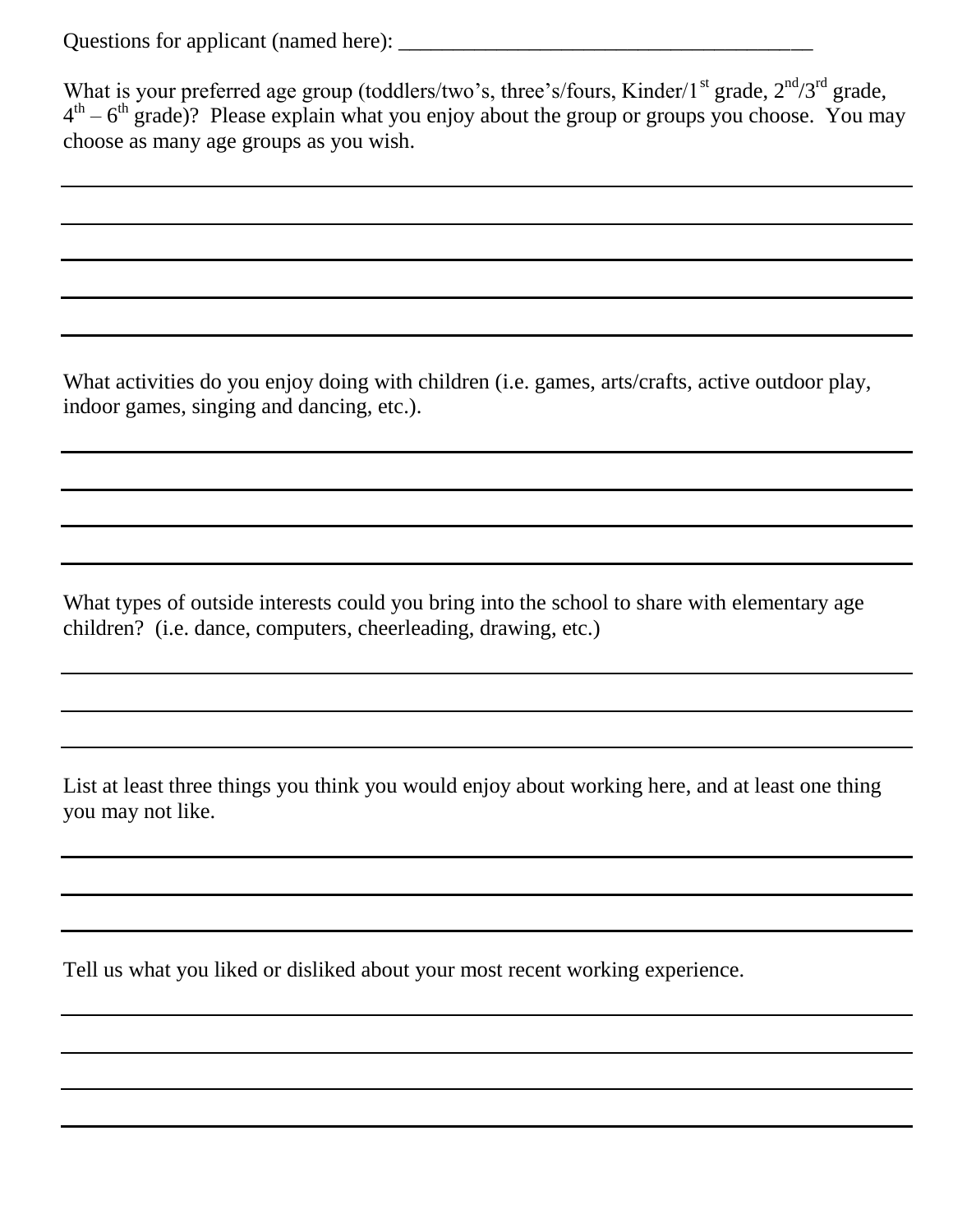Questions for applicant (named here): ______________________________________

What is your preferred age group (toddlers/two's, three's/fours, Kinder/1st grade, 2nd/3rd grade, 4th – 6th grade)? Please explain what you enjoy about the group or groups you choose. You may choose as many age groups as you wish.

_______________________________________________________________________________

_______________________________________________________________________________

_______________________________________________________________________________

_______________________________________________________________________________

_______________________________________________________________________________

What activities do you enjoy doing with children (i.e. games, arts/crafts, active outdoor play, indoor games, singing and dancing, etc.).

_______________________________________________________________________________

_______________________________________________________________________________

_______________________________________________________________________________

_______________________________________________________________________________

What types of outside interests could you bring into the school to share with elementary age children? (i.e. dance, computers, cheerleading, drawing, etc.)

_______________________________________________________________________________

_______________________________________________________________________________

_______________________________________________________________________________

List at least three things you think you would enjoy about working here, and at least one thing you may not like.

_______________________________________________________________________________

_______________________________________________________________________________

_______________________________________________________________________________

Tell us what you liked or disliked about your most recent working experience.

_______________________________________________________________________________

_______________________________________________________________________________

_______________________________________________________________________________

_______________________________________________________________________________